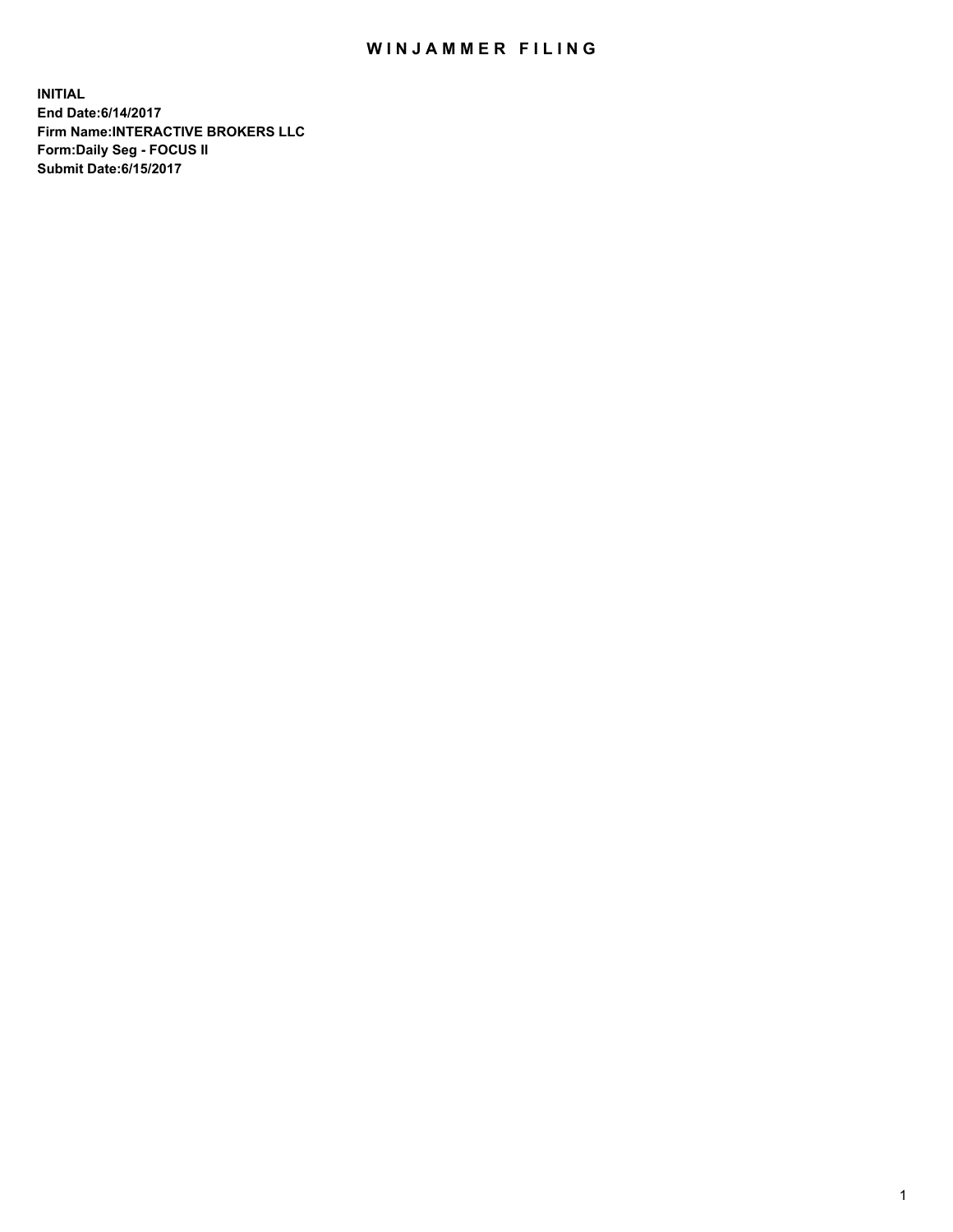# WINJAMMER FILING

**INITIAL**
**End Date:6/14/2017**
**Firm Name:INTERACTIVE BROKERS LLC**
**Form:Daily Seg - FOCUS II**
**Submit Date:6/15/2017**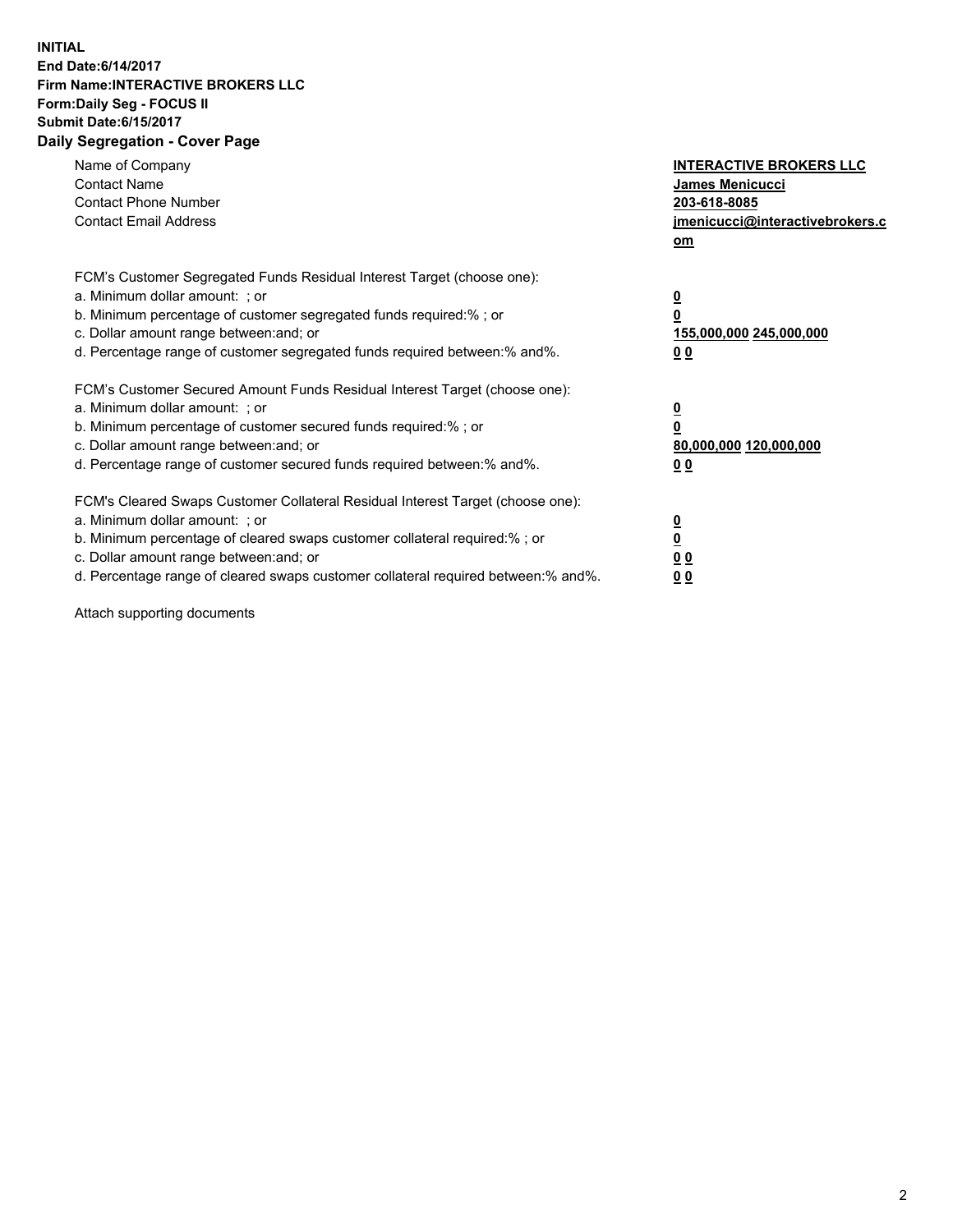**INITIAL**
**End Date:6/14/2017**
**Firm Name:INTERACTIVE BROKERS LLC**
**Form:Daily Seg - FOCUS II**
**Submit Date:6/15/2017**
**Daily Segregation - Cover Page**

| | |
|---|---|
| Name of Company | **INTERACTIVE BROKERS LLC** |
| Contact Name | **James Menicucci** |
| Contact Phone Number | **203-618-8085** |
| Contact Email Address | **jmenicucci@interactivebrokers.com** |

FCM's Customer Segregated Funds Residual Interest Target (choose one):

| | |
|---|---|
| a. Minimum dollar amount: ; or | **0** |
| b. Minimum percentage of customer segregated funds required:% ; or | **0** |
| c. Dollar amount range between:and; or | **155,000,000 245,000,000** |
| d. Percentage range of customer segregated funds required between:% and%. | **0 0** |

FCM's Customer Secured Amount Funds Residual Interest Target (choose one):

| | |
|---|---|
| a. Minimum dollar amount: ; or | **0** |
| b. Minimum percentage of customer secured funds required:% ; or | **0** |
| c. Dollar amount range between:and; or | **80,000,000 120,000,000** |
| d. Percentage range of customer secured funds required between:% and%. | **0 0** |

FCM's Cleared Swaps Customer Collateral Residual Interest Target (choose one):

| | |
|---|---|
| a. Minimum dollar amount: ; or | **0** |
| b. Minimum percentage of cleared swaps customer collateral required:% ; or | **0** |
| c. Dollar amount range between:and; or | **0 0** |
| d. Percentage range of cleared swaps customer collateral required between:% and%. | **0 0** |

Attach supporting documents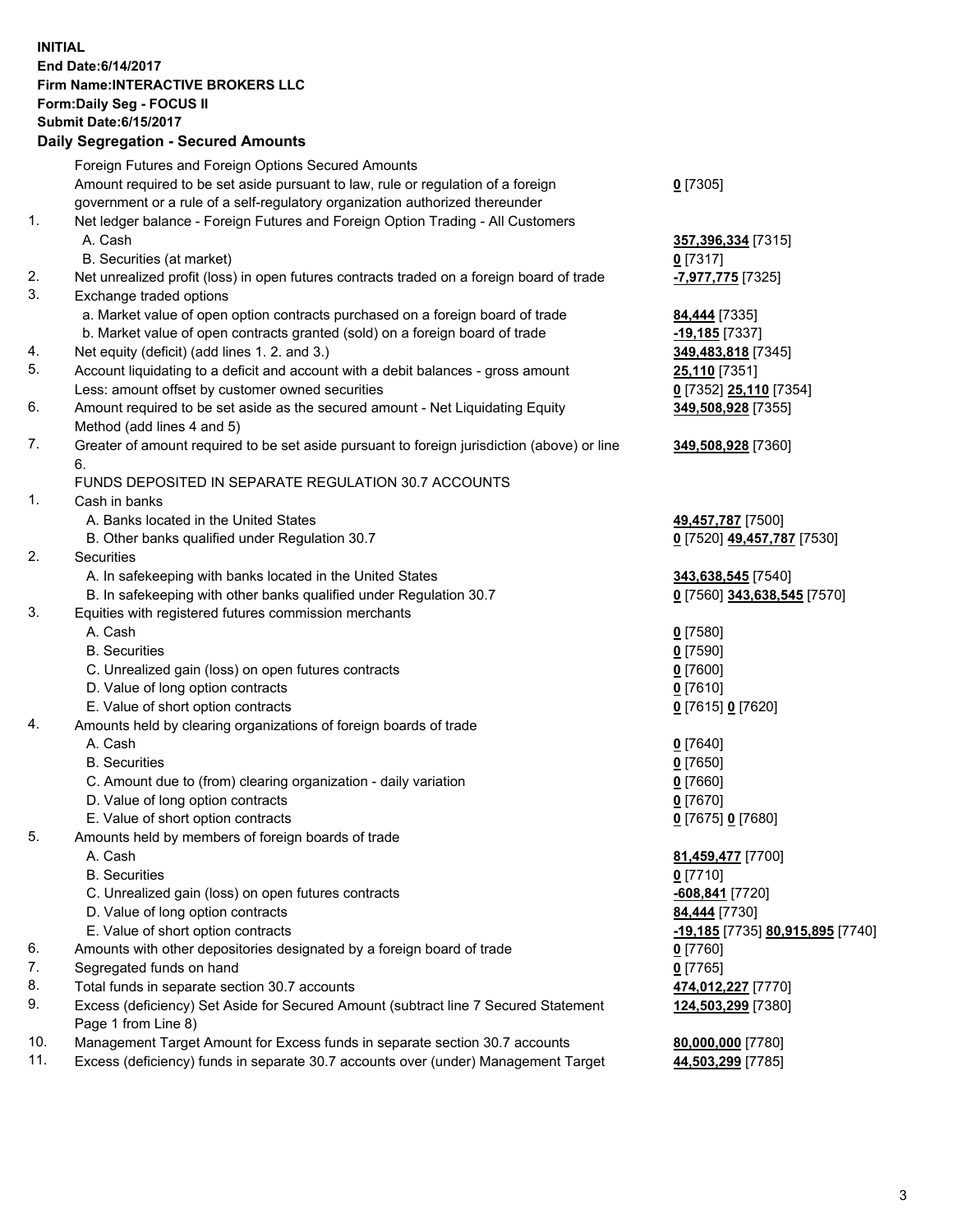**INITIAL**
**End Date:6/14/2017**
**Firm Name:INTERACTIVE BROKERS LLC**
**Form:Daily Seg - FOCUS II**
**Submit Date:6/15/2017**
**Daily Segregation - Secured Amounts**

| | | |
|---|---|---|
| | Foreign Futures and Foreign Options Secured Amounts | |
| | Amount required to be set aside pursuant to law, rule or regulation of a foreign government or a rule of a self-regulatory organization authorized thereunder | **0** [7305] |
| 1. | Net ledger balance - Foreign Futures and Foreign Option Trading - All Customers | |
| | A. Cash | **357,396,334** [7315] |
| | B. Securities (at market) | **0** [7317] |
| 2. | Net unrealized profit (loss) in open futures contracts traded on a foreign board of trade | **-7,977,775** [7325] |
| 3. | Exchange traded options | |
| | a. Market value of open option contracts purchased on a foreign board of trade | **84,444** [7335] |
| | b. Market value of open contracts granted (sold) on a foreign board of trade | **-19,185** [7337] |
| 4. | Net equity (deficit) (add lines 1. 2. and 3.) | **349,483,818** [7345] |
| 5. | Account liquidating to a deficit and account with a debit balances - gross amount | **25,110** [7351] |
| | Less: amount offset by customer owned securities | **0** [7352] **25,110** [7354] |
| 6. | Amount required to be set aside as the secured amount - Net Liquidating Equity Method (add lines 4 and 5) | **349,508,928** [7355] |
| 7. | Greater of amount required to be set aside pursuant to foreign jurisdiction (above) or line 6. | **349,508,928** [7360] |
| | FUNDS DEPOSITED IN SEPARATE REGULATION 30.7 ACCOUNTS | |
| 1. | Cash in banks | |
| | A. Banks located in the United States | **49,457,787** [7500] |
| | B. Other banks qualified under Regulation 30.7 | **0** [7520] **49,457,787** [7530] |
| 2. | Securities | |
| | A. In safekeeping with banks located in the United States | **343,638,545** [7540] |
| | B. In safekeeping with other banks qualified under Regulation 30.7 | **0** [7560] **343,638,545** [7570] |
| 3. | Equities with registered futures commission merchants | |
| | A. Cash | **0** [7580] |
| | B. Securities | **0** [7590] |
| | C. Unrealized gain (loss) on open futures contracts | **0** [7600] |
| | D. Value of long option contracts | **0** [7610] |
| | E. Value of short option contracts | **0** [7615] **0** [7620] |
| 4. | Amounts held by clearing organizations of foreign boards of trade | |
| | A. Cash | **0** [7640] |
| | B. Securities | **0** [7650] |
| | C. Amount due to (from) clearing organization - daily variation | **0** [7660] |
| | D. Value of long option contracts | **0** [7670] |
| | E. Value of short option contracts | **0** [7675] **0** [7680] |
| 5. | Amounts held by members of foreign boards of trade | |
| | A. Cash | **81,459,477** [7700] |
| | B. Securities | **0** [7710] |
| | C. Unrealized gain (loss) on open futures contracts | **-608,841** [7720] |
| | D. Value of long option contracts | **84,444** [7730] |
| | E. Value of short option contracts | **-19,185** [7735] **80,915,895** [7740] |
| 6. | Amounts with other depositories designated by a foreign board of trade | **0** [7760] |
| 7. | Segregated funds on hand | **0** [7765] |
| 8. | Total funds in separate section 30.7 accounts | **474,012,227** [7770] |
| 9. | Excess (deficiency) Set Aside for Secured Amount (subtract line 7 Secured Statement Page 1 from Line 8) | **124,503,299** [7380] |
| 10. | Management Target Amount for Excess funds in separate section 30.7 accounts | **80,000,000** [7780] |
| 11. | Excess (deficiency) funds in separate 30.7 accounts over (under) Management Target | **44,503,299** [7785] |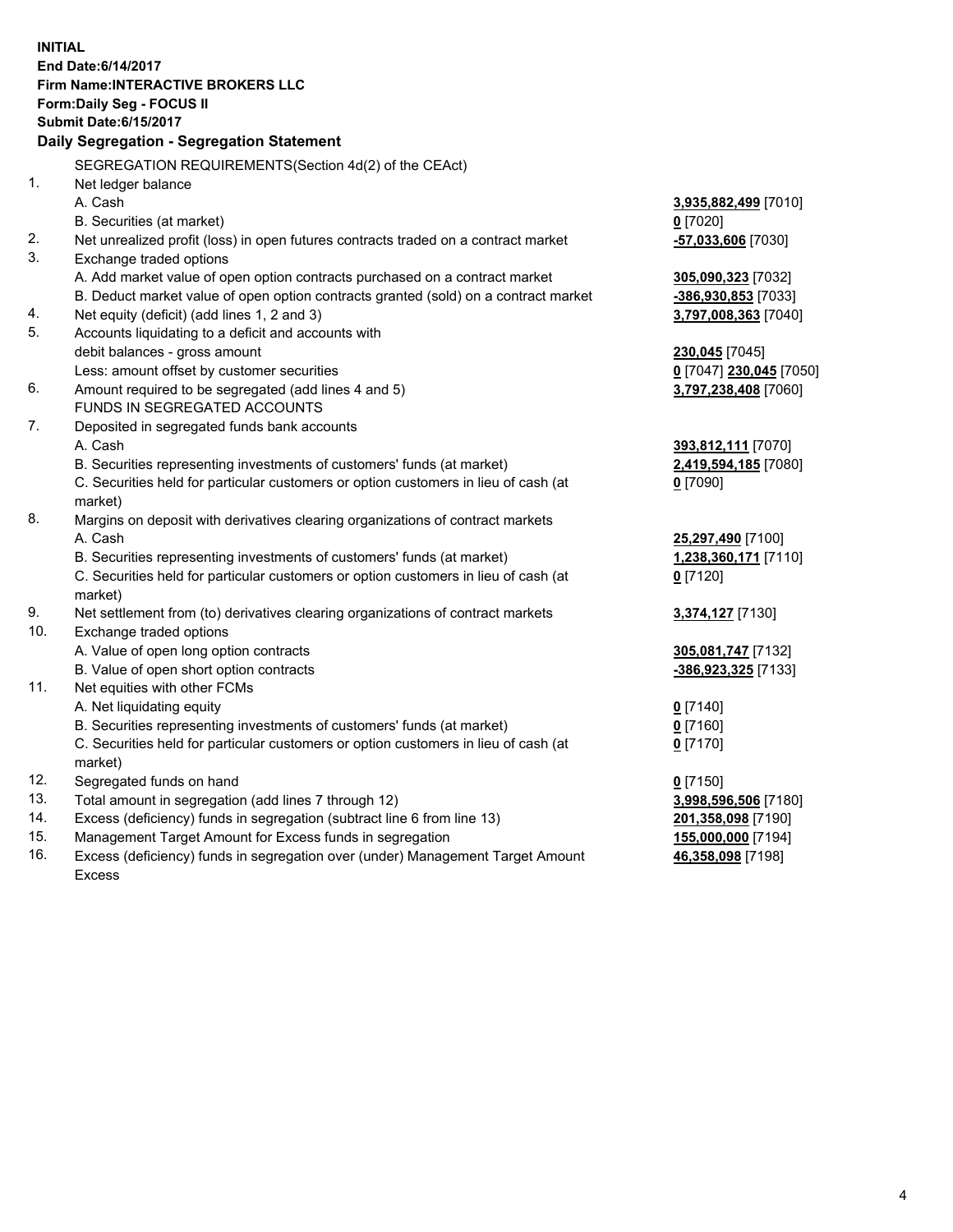**INITIAL**
**End Date:6/14/2017**
**Firm Name:INTERACTIVE BROKERS LLC**
**Form:Daily Seg - FOCUS II**
**Submit Date:6/15/2017**

## Daily Segregation - Segregation Statement

SEGREGATION REQUIREMENTS(Section 4d(2) of the CEAct)

| | | |
|---|---|---|
| 1. | Net ledger balance | |
| | A. Cash | **3,935,882,499** [7010] |
| | B. Securities (at market) | **0** [7020] |
| 2. | Net unrealized profit (loss) in open futures contracts traded on a contract market | **-57,033,606** [7030] |
| 3. | Exchange traded options | |
| | A. Add market value of open option contracts purchased on a contract market | **305,090,323** [7032] |
| | B. Deduct market value of open option contracts granted (sold) on a contract market | **-386,930,853** [7033] |
| 4. | Net equity (deficit) (add lines 1, 2 and 3) | **3,797,008,363** [7040] |
| 5. | Accounts liquidating to a deficit and accounts with debit balances - gross amount | **230,045** [7045] |
| | Less: amount offset by customer securities | **0** [7047] **230,045** [7050] |
| 6. | Amount required to be segregated (add lines 4 and 5) | **3,797,238,408** [7060] |
| | FUNDS IN SEGREGATED ACCOUNTS | |
| 7. | Deposited in segregated funds bank accounts | |
| | A. Cash | **393,812,111** [7070] |
| | B. Securities representing investments of customers' funds (at market) | **2,419,594,185** [7080] |
| | C. Securities held for particular customers or option customers in lieu of cash (at market) | **0** [7090] |
| 8. | Margins on deposit with derivatives clearing organizations of contract markets | |
| | A. Cash | **25,297,490** [7100] |
| | B. Securities representing investments of customers' funds (at market) | **1,238,360,171** [7110] |
| | C. Securities held for particular customers or option customers in lieu of cash (at market) | **0** [7120] |
| 9. | Net settlement from (to) derivatives clearing organizations of contract markets | **3,374,127** [7130] |
| 10. | Exchange traded options | |
| | A. Value of open long option contracts | **305,081,747** [7132] |
| | B. Value of open short option contracts | **-386,923,325** [7133] |
| 11. | Net equities with other FCMs | |
| | A. Net liquidating equity | **0** [7140] |
| | B. Securities representing investments of customers' funds (at market) | **0** [7160] |
| | C. Securities held for particular customers or option customers in lieu of cash (at market) | **0** [7170] |
| 12. | Segregated funds on hand | **0** [7150] |
| 13. | Total amount in segregation (add lines 7 through 12) | **3,998,596,506** [7180] |
| 14. | Excess (deficiency) funds in segregation (subtract line 6 from line 13) | **201,358,098** [7190] |
| 15. | Management Target Amount for Excess funds in segregation | **155,000,000** [7194] |
| 16. | Excess (deficiency) funds in segregation over (under) Management Target Amount Excess | **46,358,098** [7198] |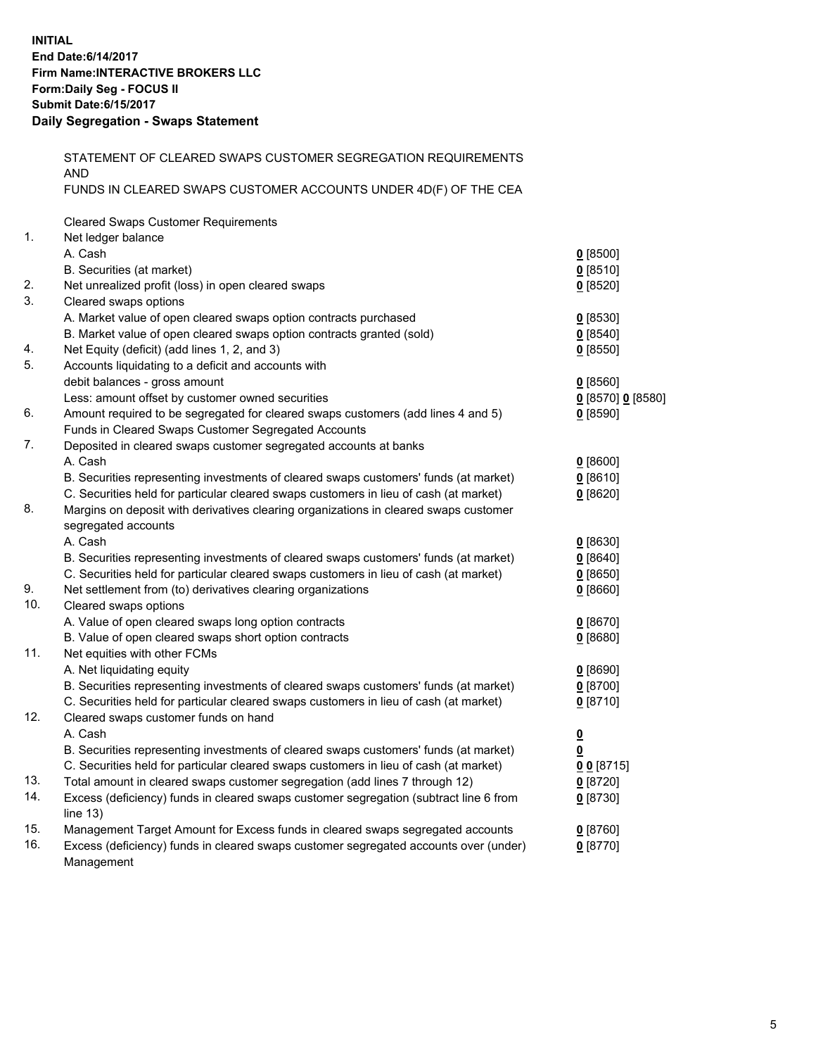**INITIAL**
**End Date:6/14/2017**
**Firm Name:INTERACTIVE BROKERS LLC**
**Form:Daily Seg - FOCUS II**
**Submit Date:6/15/2017**
**Daily Segregation - Swaps Statement**

STATEMENT OF CLEARED SWAPS CUSTOMER SEGREGATION REQUIREMENTS AND FUNDS IN CLEARED SWAPS CUSTOMER ACCOUNTS UNDER 4D(F) OF THE CEA

| | | |
|---|---|---|
| | Cleared Swaps Customer Requirements | |
| 1. | Net ledger balance | |
| | A. Cash | 0 [8500] |
| | B. Securities (at market) | 0 [8510] |
| 2. | Net unrealized profit (loss) in open cleared swaps | 0 [8520] |
| 3. | Cleared swaps options | |
| | A. Market value of open cleared swaps option contracts purchased | 0 [8530] |
| | B. Market value of open cleared swaps option contracts granted (sold) | 0 [8540] |
| 4. | Net Equity (deficit) (add lines 1, 2, and 3) | 0 [8550] |
| 5. | Accounts liquidating to a deficit and accounts with debit balances - gross amount | 0 [8560] |
| | Less: amount offset by customer owned securities | 0 [8570] 0 [8580] |
| 6. | Amount required to be segregated for cleared swaps customers (add lines 4 and 5) | 0 [8590] |
| | Funds in Cleared Swaps Customer Segregated Accounts | |
| 7. | Deposited in cleared swaps customer segregated accounts at banks | |
| | A. Cash | 0 [8600] |
| | B. Securities representing investments of cleared swaps customers' funds (at market) | 0 [8610] |
| | C. Securities held for particular cleared swaps customers in lieu of cash (at market) | 0 [8620] |
| 8. | Margins on deposit with derivatives clearing organizations in cleared swaps customer segregated accounts | |
| | A. Cash | 0 [8630] |
| | B. Securities representing investments of cleared swaps customers' funds (at market) | 0 [8640] |
| | C. Securities held for particular cleared swaps customers in lieu of cash (at market) | 0 [8650] |
| 9. | Net settlement from (to) derivatives clearing organizations | 0 [8660] |
| 10. | Cleared swaps options | |
| | A. Value of open cleared swaps long option contracts | 0 [8670] |
| | B. Value of open cleared swaps short option contracts | 0 [8680] |
| 11. | Net equities with other FCMs | |
| | A. Net liquidating equity | 0 [8690] |
| | B. Securities representing investments of cleared swaps customers' funds (at market) | 0 [8700] |
| | C. Securities held for particular cleared swaps customers in lieu of cash (at market) | 0 [8710] |
| 12. | Cleared swaps customer funds on hand | |
| | A. Cash | 0 |
| | B. Securities representing investments of cleared swaps customers' funds (at market) | 0 |
| | C. Securities held for particular cleared swaps customers in lieu of cash (at market) | 0 0 [8715] |
| 13. | Total amount in cleared swaps customer segregation (add lines 7 through 12) | 0 [8720] |
| 14. | Excess (deficiency) funds in cleared swaps customer segregation (subtract line 6 from line 13) | 0 [8730] |
| 15. | Management Target Amount for Excess funds in cleared swaps segregated accounts | 0 [8760] |
| 16. | Excess (deficiency) funds in cleared swaps customer segregated accounts over (under) Management | 0 [8770] |